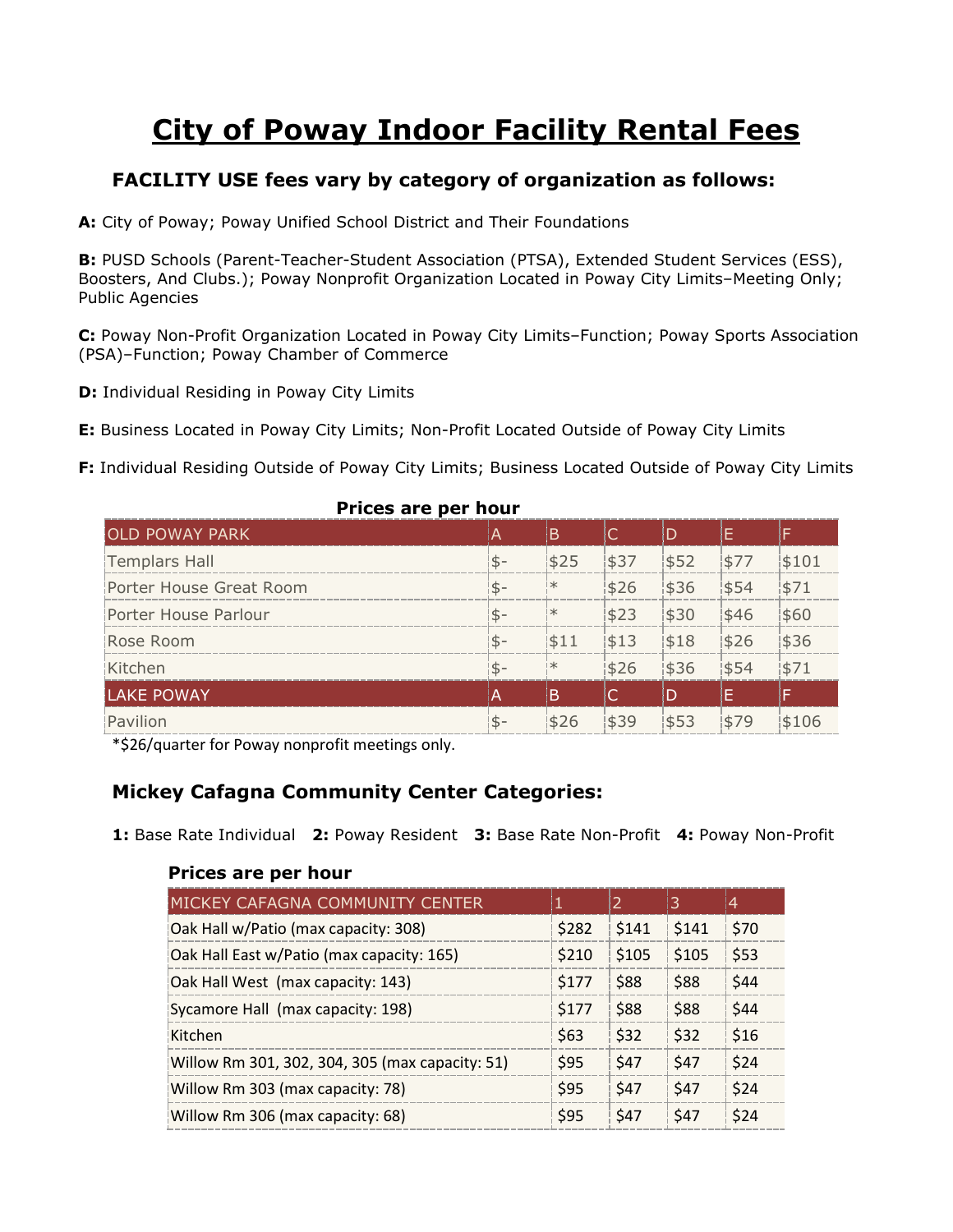# City of Poway Indoor Facility Rental Fees

### FACILITY USE fees vary by category of organization as follows:

**A:** City of Poway; Poway Unified School District and Their Foundations

**B:** PUSD Schools (Parent-Teacher-Student Association (PTSA), Extended Student Services (ESS), Boosters, And Clubs.); Poway Nonprofit Organization Located in Poway City Limits–Meeting Only; Public Agencies

**C:** Poway Non-Profit Organization Located in Poway City Limits–Function; Poway Sports Association (PSA)–Function; Poway Chamber of Commerce

**D:** Individual Residing in Poway City Limits

**E:** Business Located in Poway City Limits; Non-Profit Located Outside of Poway City Limits

**F:** Individual Residing Outside of Poway City Limits; Business Located Outside of Poway City Limits

**Prices are per hour**

| OLD POWAY PARK | A | B | C | D | E | F |
|---|---|---|---|---|---|---|
| Templars Hall | $- | $25 | $37 | $52 | $77 | $101 |
| Porter House Great Room | $- | * | $26 | $36 | $54 | $71 |
| Porter House Parlour | $- | * | $23 | $30 | $46 | $60 |
| Rose Room | $- | $11 | $13 | $18 | $26 | $36 |
| Kitchen | $- | * | $26 | $36 | $54 | $71 |
| **LAKE POWAY** | **A** | **B** | **C** | **D** | **E** | **F** |
| Pavilion | $- | $26 | $39 | $53 | $79 | $106 |

*$26/quarter for Poway nonprofit meetings only.

### Mickey Cafagna Community Center Categories:

**1:** Base Rate Individual **2:** Poway Resident **3:** Base Rate Non-Profit **4:** Poway Non-Profit

**Prices are per hour**

| MICKEY CAFAGNA COMMUNITY CENTER | 1 | 2 | 3 | 4 |
|---|---|---|---|---|
| Oak Hall w/Patio (max capacity: 308) | $282 | $141 | $141 | $70 |
| Oak Hall East w/Patio (max capacity: 165) | $210 | $105 | $105 | $53 |
| Oak Hall West (max capacity: 143) | $177 | $88 | $88 | $44 |
| Sycamore Hall (max capacity: 198) | $177 | $88 | $88 | $44 |
| Kitchen | $63 | $32 | $32 | $16 |
| Willow Rm 301, 302, 304, 305 (max capacity: 51) | $95 | $47 | $47 | $24 |
| Willow Rm 303 (max capacity: 78) | $95 | $47 | $47 | $24 |
| Willow Rm 306 (max capacity: 68) | $95 | $47 | $47 | $24 |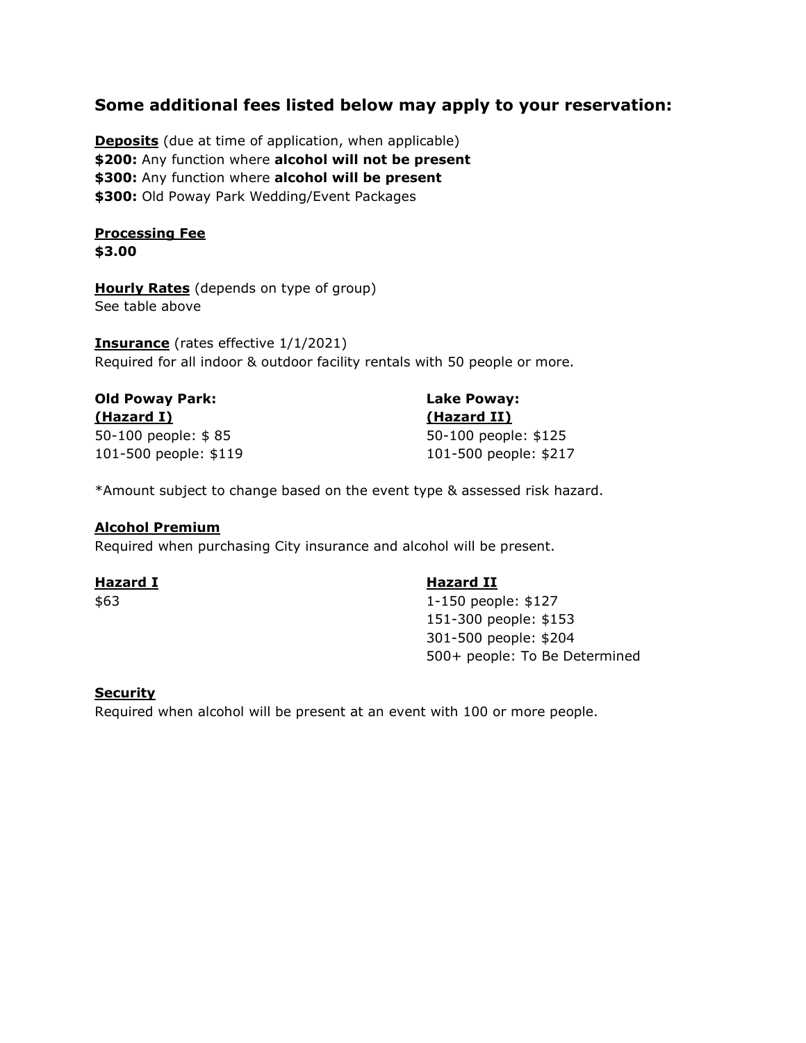## Some additional fees listed below may apply to your reservation:

**Deposits** (due at time of application, when applicable)
**$200:** Any function where **alcohol will not be present**
**$300:** Any function where **alcohol will be present**
**$300:** Old Poway Park Wedding/Event Packages

**Processing Fee**
**$3.00**

**Hourly Rates** (depends on type of group)
See table above

**Insurance** (rates effective 1/1/2021)
Required for all indoor & outdoor facility rentals with 50 people or more.

**Old Poway Park:**
**(Hazard I)**
50-100 people: $ 85
101-500 people: $119

**Lake Poway:**
**(Hazard II)**
50-100 people: $125
101-500 people: $217

*Amount subject to change based on the event type & assessed risk hazard.

**Alcohol Premium**
Required when purchasing City insurance and alcohol will be present.

**Hazard I**
$63

**Hazard II**
1-150 people: $127
151-300 people: $153
301-500 people: $204
500+ people: To Be Determined

**Security**
Required when alcohol will be present at an event with 100 or more people.